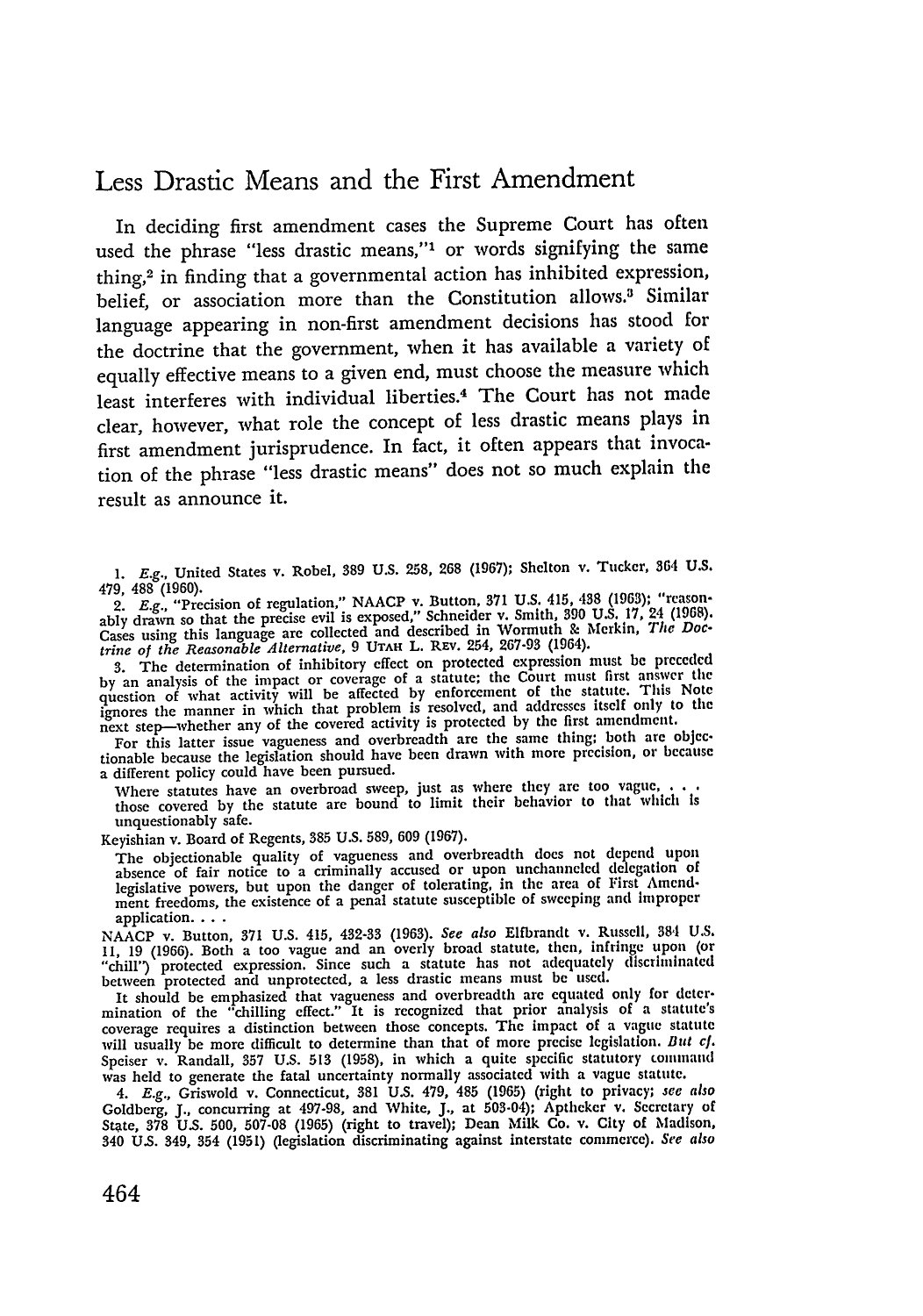# Less Drastic Means and the First Amendment

In deciding first amendment cases the Supreme Court has often used the phrase "less drastic means,"[1] or words signifying the same thing,[2] in finding that a governmental action has inhibited expression, belief, or association more than the Constitution allows.[3] Similar language appearing in non-first amendment decisions has stood for the doctrine that the government, when it has available a variety of equally effective means to a given end, must choose the measure which least interferes with individual liberties.[4] The Court has not made clear, however, what role the concept of less drastic means plays in first amendment jurisprudence. In fact, it often appears that invocation of the phrase "less drastic means" does not so much explain the result as announce it.

---

1. *E.g.*, United States v. Robel, 389 U.S. 258, 268 (1967); Shelton v. Tucker, 364 U.S. 479, 488 (1960).

2. *E.g.*, "Precision of regulation," NAACP v. Button, 371 U.S. 415, 438 (1963); "reasonably drawn so that the precise evil is exposed," Schneider v. Smith, 390 U.S. 17, 24 (1968). Cases using this language are collected and described in Wormuth & Merkin, *The Doctrine of the Reasonable Alternative*, 9 UTAH L. REV. 254, 267-93 (1964).

3. The determination of inhibitory effect on protected expression must be preceded by an analysis of the impact or coverage of a statute; the Court must first answer the question of what activity will be affected by enforcement of the statute. This Note ignores the manner in which that problem is resolved, and addresses itself only to the next step—whether any of the covered activity is protected by the first amendment.

For this latter issue vagueness and overbreadth are the same thing; both are objectionable because the legislation should have been drawn with more precision, or because a different policy could have been pursued.

> Where statutes have an overbroad sweep, just as where they are too vague, . . . those covered by the statute are bound to limit their behavior to that which is unquestionably safe.

Keyishian v. Board of Regents, 385 U.S. 589, 609 (1967).

> The objectionable quality of vagueness and overbreadth does not depend upon absence of fair notice to a criminally accused or upon unchanneled delegation of legislative powers, but upon the danger of tolerating, in the area of First Amendment freedoms, the existence of a penal statute susceptible of sweeping and improper application. . . .

NAACP v. Button, 371 U.S. 415, 432-33 (1963). *See also* Elfbrandt v. Russell, 384 U.S. 11, 19 (1966). Both a too vague and an overly broad statute, then, infringe upon (or "chill") protected expression. Since such a statute has not adequately discriminated between protected and unprotected, a less drastic means must be used.

It should be emphasized that vagueness and overbreadth are equated only for determination of the "chilling effect." It is recognized that prior analysis of a statute's coverage requires a distinction between those concepts. The impact of a vague statute will usually be more difficult to determine than that of more precise legislation. *But cf.* Speiser v. Randall, 357 U.S. 513 (1958), in which a quite specific statutory command was held to generate the fatal uncertainty normally associated with a vague statute.

4. *E.g.*, Griswold v. Connecticut, 381 U.S. 479, 485 (1965) (right to privacy; *see also* Goldberg, J., concurring at 497-98, and White, J., at 503-04); Aptheker v. Secretary of State, 378 U.S. 500, 507-08 (1965) (right to travel); Dean Milk Co. v. City of Madison, 340 U.S. 349, 354 (1951) (legislation discriminating against interstate commerce). *See also*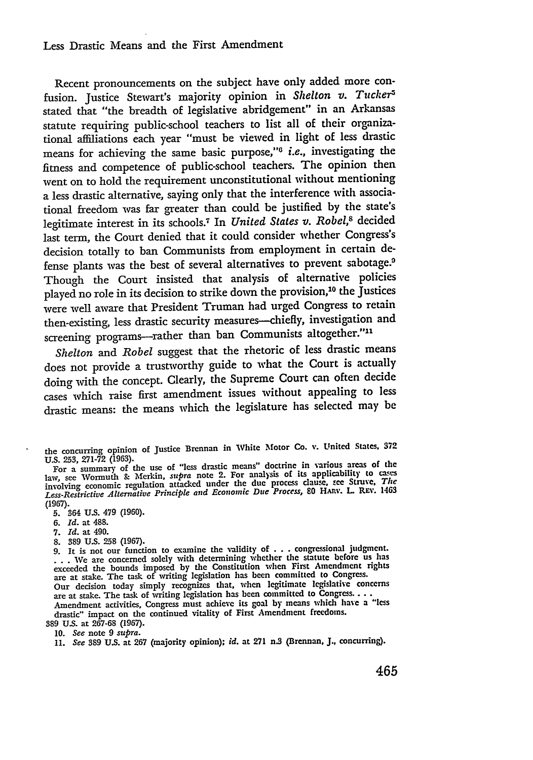Recent pronouncements on the subject have only added more confusion. Justice Stewart's majority opinion in *Shelton v. Tucker*[5] stated that "the breadth of legislative abridgement" in an Arkansas statute requiring public-school teachers to list all of their organizational affiliations each year "must be viewed in light of less drastic means for achieving the same basic purpose,"[6] *i.e.*, investigating the fitness and competence of public-school teachers. The opinion then went on to hold the requirement unconstitutional without mentioning a less drastic alternative, saying only that the interference with associational freedom was far greater than could be justified by the state's legitimate interest in its schools.[7] In *United States v. Robel*,[8] decided last term, the Court denied that it could consider whether Congress's decision totally to ban Communists from employment in certain defense plants was the best of several alternatives to prevent sabotage.[9] Though the Court insisted that analysis of alternative policies played no role in its decision to strike down the provision,[10] the Justices were well aware that President Truman had urged Congress to retain then-existing, less drastic security measures—chiefly, investigation and screening programs—rather than ban Communists altogether."[11]

*Shelton* and *Robel* suggest that the rhetoric of less drastic means does not provide a trustworthy guide to what the Court is actually doing with the concept. Clearly, the Supreme Court can often decide cases which raise first amendment issues without appealing to less drastic means: the means which the legislature has selected may be

---

the concurring opinion of Justice Brennan in White Motor Co. v. United States, 372 U.S. 253, 271-72 (1963).

For a summary of the use of "less drastic means" doctrine in various areas of the law, see Wormuth & Merkin, *supra* note 2. For analysis of its applicability to cases involving economic regulation attacked under the due process clause, see Struve, *The Less-Restrictive Alternative Principle and Economic Due Process*, 80 HARV. L. REV. 1463 (1967).

5. 364 U.S. 479 (1960).

6. *Id.* at 488.

7. *Id.* at 490.

8. 389 U.S. 258 (1967).

9. It is not our function to examine the validity of . . . congressional judgment. . . . We are concerned solely with determining whether the statute before us has exceeded the bounds imposed by the Constitution when First Amendment rights are at stake. The task of writing legislation has been committed to Congress. Our decision today simply recognizes that, when legitimate legislative concerns are at stake. The task of writing legislation has been committed to Congress. . . . Amendment activities, Congress must achieve its goal by means which have a "less drastic" impact on the continued vitality of First Amendment freedoms.
389 U.S. at 267-68 (1967).

10. *See* note 9 *supra*.

11. *See* 389 U.S. at 267 (majority opinion); *id.* at 271 n.3 (Brennan, J., concurring).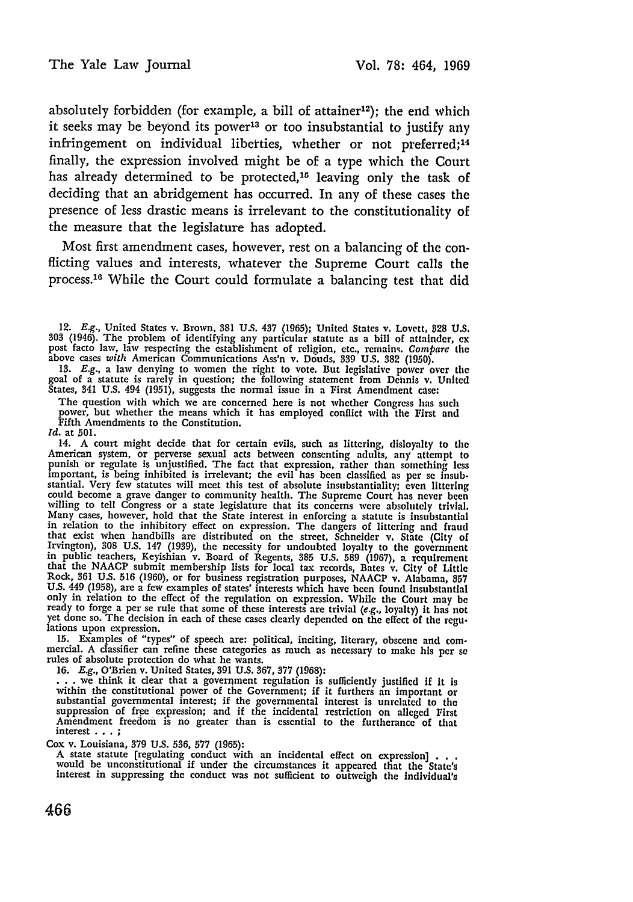absolutely forbidden (for example, a bill of attainer[12]); the end which it seeks may be beyond its power[13] or too insubstantial to justify any infringement on individual liberties, whether or not preferred;[14] finally, the expression involved might be of a type which the Court has already determined to be protected,[15] leaving only the task of deciding that an abridgement has occurred. In any of these cases the presence of less drastic means is irrelevant to the constitutionality of the measure that the legislature has adopted.

Most first amendment cases, however, rest on a balancing of the conflicting values and interests, whatever the Supreme Court calls the process.[16] While the Court could formulate a balancing test that did

---

12. *E.g.*, United States v. Brown, 381 U.S. 437 (1965); United States v. Lovett, 328 U.S. 303 (1946). The problem of identifying any particular statute as a bill of attainder, ex post facto law, law respecting the establishment of religion, etc., remains. *Compare* the above cases *with* American Communications Ass'n v. Douds, 339 U.S. 382 (1950).

13. *E.g.*, a law denying to women the right to vote. But legislative power over the goal of a statute is rarely in question; the following statement from Dennis v. United States, 341 U.S. 494 (1951), suggests the normal issue in a First Amendment case:

> The question with which we are concerned here is not whether Congress has such power, but whether the means which it has employed conflict with the First and Fifth Amendments to the Constitution.

*Id.* at 501.

14. A court might decide that for certain evils, such as littering, disloyalty to the American system, or perverse sexual acts between consenting adults, any attempt to punish or regulate is unjustified. The fact that expression, rather than something less important, is being inhibited is irrelevant; the evil has been classified as per se insubstantial. Very few statutes will meet this test of absolute insubstantiality; even littering could become a grave danger to community health. The Supreme Court has never been willing to tell Congress or a state legislature that its concerns were absolutely trivial. Many cases, however, hold that the State interest in enforcing a statute is insubstantial in relation to the inhibitory effect on expression. The dangers of littering and fraud that exist when handbills are distributed on the street, Schneider v. State (City of Irvington), 308 U.S. 147 (1939), the necessity for undoubted loyalty to the government in public teachers, Keyishian v. Board of Regents, 385 U.S. 589 (1967), a requirement that the NAACP submit membership lists for local tax records, Bates v. City of Little Rock, 361 U.S. 516 (1960), or for business registration purposes, NAACP v. Alabama, 357 U.S. 449 (1958), are a few examples of states' interests which have been found insubstantial only in relation to the effect of the regulation on expression. While the Court may be ready to forge a per se rule that some of these interests are trivial (*e.g.*, loyalty) it has not yet done so. The decision in each of these cases clearly depended on the effect of the regulations upon expression.

15. Examples of "types" of speech are: political, inciting, literary, obscene and commercial. A classifier can refine these categories as much as necessary to make his per se rules of absolute protection do what he wants.

16. *E.g.*, O'Brien v. United States, 391 U.S. 367, 377 (1968):

> . . . we think it clear that a government regulation is sufficiently justified if it is within the constitutional power of the Government; if it furthers an important or substantial governmental interest; if the governmental interest is unrelated to the suppression of free expression; and if the incidental restriction on alleged First Amendment freedom is no greater than is essential to the furtherance of that interest . . . ;

Cox v. Louisiana, 379 U.S. 536, 577 (1965):

> A state statute [regulating conduct with an incidental effect on expression] . . . would be unconstitutional if under the circumstances it appeared that the State's interest in suppressing the conduct was not sufficient to outweigh the individual's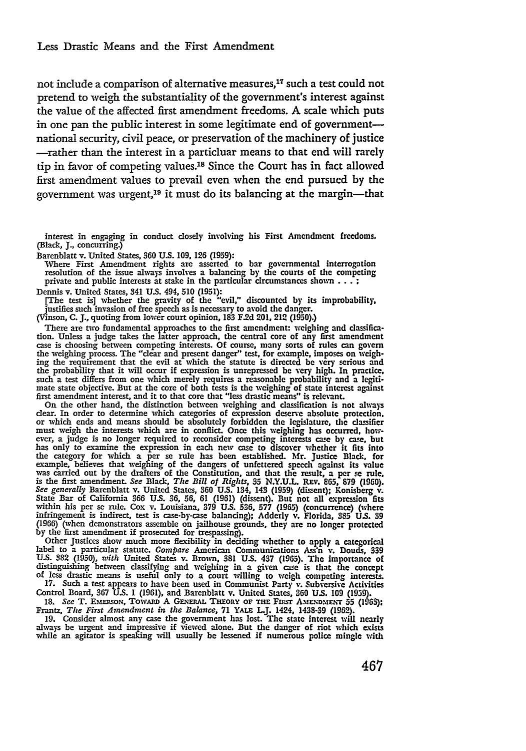not include a comparison of alternative measures,[17] such a test could not pretend to weigh the substantiality of the government's interest against the value of the affected first amendment freedoms. A scale which puts in one pan the public interest in some legitimate end of government—national security, civil peace, or preservation of the machinery of justice—rather than the interest in a particluar means to that end will rarely tip in favor of competing values.[18] Since the Court has in fact allowed first amendment values to prevail even when the end pursued by the government was urgent,[19] it must do its balancing at the margin—that

---

interest in engaging in conduct closely involving his First Amendment freedoms. (Black, J., concurring.)

Barenblatt v. United States, 360 U.S. 109, 126 (1959):

Where First Amendment rights are asserted to bar governmental interrogation resolution of the issue always involves a balancing by the courts of the competing private and public interests at stake in the particular circumstances shown . . . ;

Dennis v. United States, 341 U.S. 494, 510 (1951):

[The test is] whether the gravity of the "evil," discounted by its improbability, justifies such invasion of free speech as is necessary to avoid the danger.

(Vinson, C. J., quoting from lower court opinion, 183 F.2d 201, 212 (1950).)

There are two fundamental approaches to the first amendment: weighing and classification. Unless a judge takes the latter approach, the central core of any first amendment case is choosing between competing interests. Of course, many sorts of rules can govern the weighing process. The "clear and present danger" test, for example, imposes on weighing the requirement that the evil at which the statute is directed be very serious and the probability that it will occur if expression is unrepressed be very high. In practice, such a test differs from one which merely requires a reasonable probability and a legitimate state objective. But at the core of both tests is the weighing of state interest against first amendment interest, and it to that core that "less drastic means" is relevant.

On the other hand, the distinction between weighing and classification is not always clear. In order to determine which categories of expression deserve absolute protection, or which ends and means should be absolutely forbidden the legislature, the classifier must weigh the interests which are in conflict. Once this weighing has occurred, however, a judge is no longer required to reconsider competing interests case by case, but has only to examine the expression in each new case to discover whether it fits into the category for which a per se rule has been established. Mr. Justice Black, for example, believes that weighing of the dangers of unfettered speech against its value was carried out by the drafters of the Constitution, and that the result, a per se rule, is the first amendment. *See* Black, *The Bill of Rights*, 35 N.Y.U.L. REV. 865, 879 (1960). *See generally* Barenblatt v. United States, 360 U.S. 134, 143 (1959) (dissent); Konisberg v. State Bar of California 366 U.S. 36, 56, 61 (1961) (dissent). But not all expression fits within his per se rule. Cox v. Louisiana, 379 U.S. 536, 577 (1965) (concurrence) (where infringement is indirect, test is case-by-case balancing); Adderly v. Florida, 385 U.S. 39 (1966) (when demonstrators assemble on jailhouse grounds, they are no longer protected by the first amendment if prosecuted for trespassing).

Other Justices show much more flexibility in deciding whether to apply a categorical label to a particular statute. *Compare* American Communications Ass'n v. Douds, 339 U.S. 382 (1950), *with* United States v. Brown, 381 U.S. 437 (1965). The importance of distinguishing between classifying and weighing in a given case is that the concept of less drastic means is useful only to a court willing to weigh competing interests.

17. Such a test appears to have been used in Communist Party v. Subversive Activities Control Board, 367 U.S. 1 (1961), and Barenblatt v. United States, 360 U.S. 109 (1959).

18. *See* T. EMERSON, TOWARD A GENERAL THEORY OF THE FIRST AMENDMENT 55 (1963); Frantz, *The First Amendment in the Balance*, 71 YALE L.J. 1424, 1438-39 (1962).

19. Consider almost any case the government has lost. The state interest will nearly always be urgent and impressive if viewed alone. But the danger of riot which exists while an agitator is speaking will usually be lessened if numerous police mingle with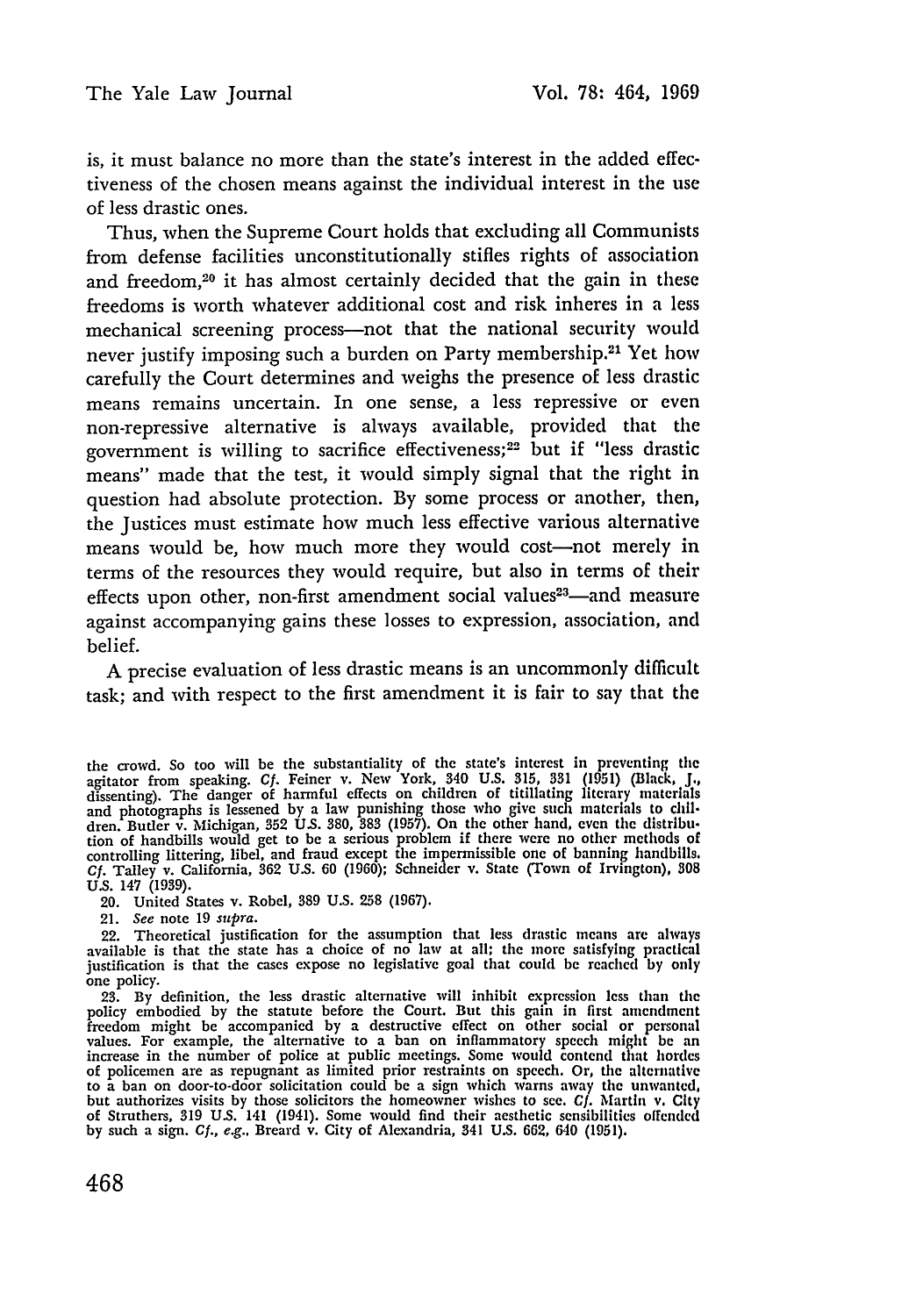is, it must balance no more than the state's interest in the added effectiveness of the chosen means against the individual interest in the use of less drastic ones.

Thus, when the Supreme Court holds that excluding all Communists from defense facilities unconstitutionally stifles rights of association and freedom,[20] it has almost certainly decided that the gain in these freedoms is worth whatever additional cost and risk inheres in a less mechanical screening process—not that the national security would never justify imposing such a burden on Party membership.[21] Yet how carefully the Court determines and weighs the presence of less drastic means remains uncertain. In one sense, a less repressive or even non-repressive alternative is always available, provided that the government is willing to sacrifice effectiveness;[22] but if "less drastic means" made that the test, it would simply signal that the right in question had absolute protection. By some process or another, then, the Justices must estimate how much less effective various alternative means would be, how much more they would cost—not merely in terms of the resources they would require, but also in terms of their effects upon other, non-first amendment social values[23]—and measure against accompanying gains these losses to expression, association, and belief.

A precise evaluation of less drastic means is an uncommonly difficult task; and with respect to the first amendment it is fair to say that the

---

the crowd. So too will be the substantiality of the state's interest in preventing the agitator from speaking. *Cf.* Feiner v. New York, 340 U.S. 315, 331 (1951) (Black, J., dissenting). The danger of harmful effects on children of titillating literary materials and photographs is lessened by a law punishing those who give such materials to children. Butler v. Michigan, 352 U.S. 380, 383 (1957). On the other hand, even the distribution of handbills would get to be a serious problem if there were no other methods of controlling littering, libel, and fraud except the impermissible one of banning handbills. *Cf.* Talley v. California, 362 U.S. 60 (1960); Schneider v. State (Town of Irvington), 308 U.S. 147 (1939).

20. United States v. Robel, 389 U.S. 258 (1967).

21. *See* note 19 *supra*.

22. Theoretical justification for the assumption that less drastic means are always available is that the state has a choice of no law at all; the more satisfying practical justification is that the cases expose no legislative goal that could be reached by only one policy.

23. By definition, the less drastic alternative will inhibit expression less than the policy embodied by the statute before the Court. But this gain in first amendment freedom might be accompanied by a destructive effect on other social or personal values. For example, the alternative to a ban on inflammatory speech might be an increase in the number of police at public meetings. Some would contend that hordes of policemen are as repugnant as limited prior restraints on speech. Or, the alternative to a ban on door-to-door solicitation could be a sign which warns away the unwanted, but authorizes visits by those solicitors the homeowner wishes to see. *Cf.* Martin v. City of Struthers, 319 U.S. 141 (1941). Some would find their aesthetic sensibilities offended by such a sign. *Cf., e.g.,* Breard v. City of Alexandria, 341 U.S. 662, 640 (1951).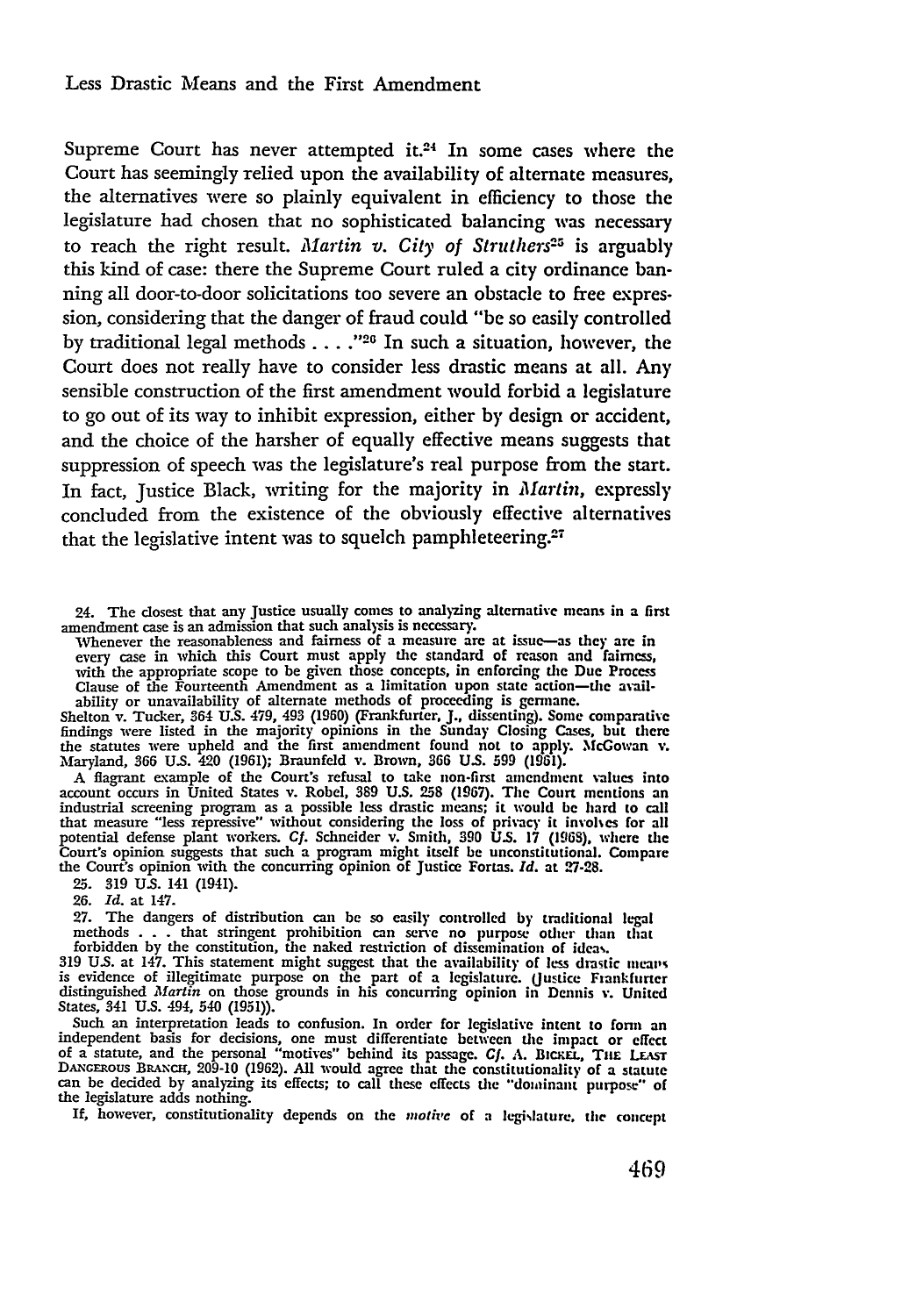Supreme Court has never attempted it.[24] In some cases where the Court has seemingly relied upon the availability of alternate measures, the alternatives were so plainly equivalent in efficiency to those the legislature had chosen that no sophisticated balancing was necessary to reach the right result. *Martin v. City of Struthers*[25] is arguably this kind of case: there the Supreme Court ruled a city ordinance banning all door-to-door solicitations too severe an obstacle to free expression, considering that the danger of fraud could "be so easily controlled by traditional legal methods . . . ."[26] In such a situation, however, the Court does not really have to consider less drastic means at all. Any sensible construction of the first amendment would forbid a legislature to go out of its way to inhibit expression, either by design or accident, and the choice of the harsher of equally effective means suggests that suppression of speech was the legislature's real purpose from the start. In fact, Justice Black, writing for the majority in *Martin*, expressly concluded from the existence of the obviously effective alternatives that the legislative intent was to squelch pamphleteering.[27]

---

24. The closest that any Justice usually comes to analyzing alternative means in a first amendment case is an admission that such analysis is necessary.

> Whenever the reasonableness and fairness of a measure are at issue—as they are in every case in which this Court must apply the standard of reason and fairness, with the appropriate scope to be given those concepts, in enforcing the Due Process Clause of the Fourteenth Amendment as a limitation upon state action—the availability or unavailability of alternate methods of proceeding is germane.

Shelton v. Tucker, 364 U.S. 479, 493 (1960) (Frankfurter, J., dissenting). Some comparative findings were listed in the majority opinions in the Sunday Closing Cases, but there the statutes were upheld and the first amendment found not to apply. McGowan v. Maryland, 366 U.S. 420 (1961); Braunfeld v. Brown, 366 U.S. 599 (1961).

A flagrant example of the Court's refusal to take non-first amendment values into account occurs in United States v. Robel, 389 U.S. 258 (1967). The Court mentions an industrial screening program as a possible less drastic means; it would be hard to call that measure "less repressive" without considering the loss of privacy it involves for all potential defense plant workers. *Cf.* Schneider v. Smith, 390 U.S. 17 (1968), where the Court's opinion suggests that such a program might itself be unconstitutional. Compare the Court's opinion with the concurring opinion of Justice Fortas. *Id.* at 27-28.

25. 319 U.S. 141 (1941).

26. *Id.* at 147.

27.
> The dangers of distribution can be so easily controlled by traditional legal methods . . . that stringent prohibition can serve no purpose other than that forbidden by the constitution, the naked restriction of dissemination of ideas.

319 U.S. at 147. This statement might suggest that the availability of less drastic means is evidence of illegitimate purpose on the part of a legislature. (Justice Frankfurter distinguished *Martin* on those grounds in his concurring opinion in Dennis v. United States, 341 U.S. 494, 540 (1951)).

Such an interpretation leads to confusion. In order for legislative intent to form an independent basis for decisions, one must differentiate between the impact or effect of a statute, and the personal "motives" behind its passage. *Cf.* A. Bickel, The Least Dangerous Branch, 209-10 (1962). All would agree that the constitutionality of a statute can be decided by analyzing its effects; to call these effects the "dominant purpose" of the legislature adds nothing.

If, however, constitutionality depends on the *motive* of a legislature, the concept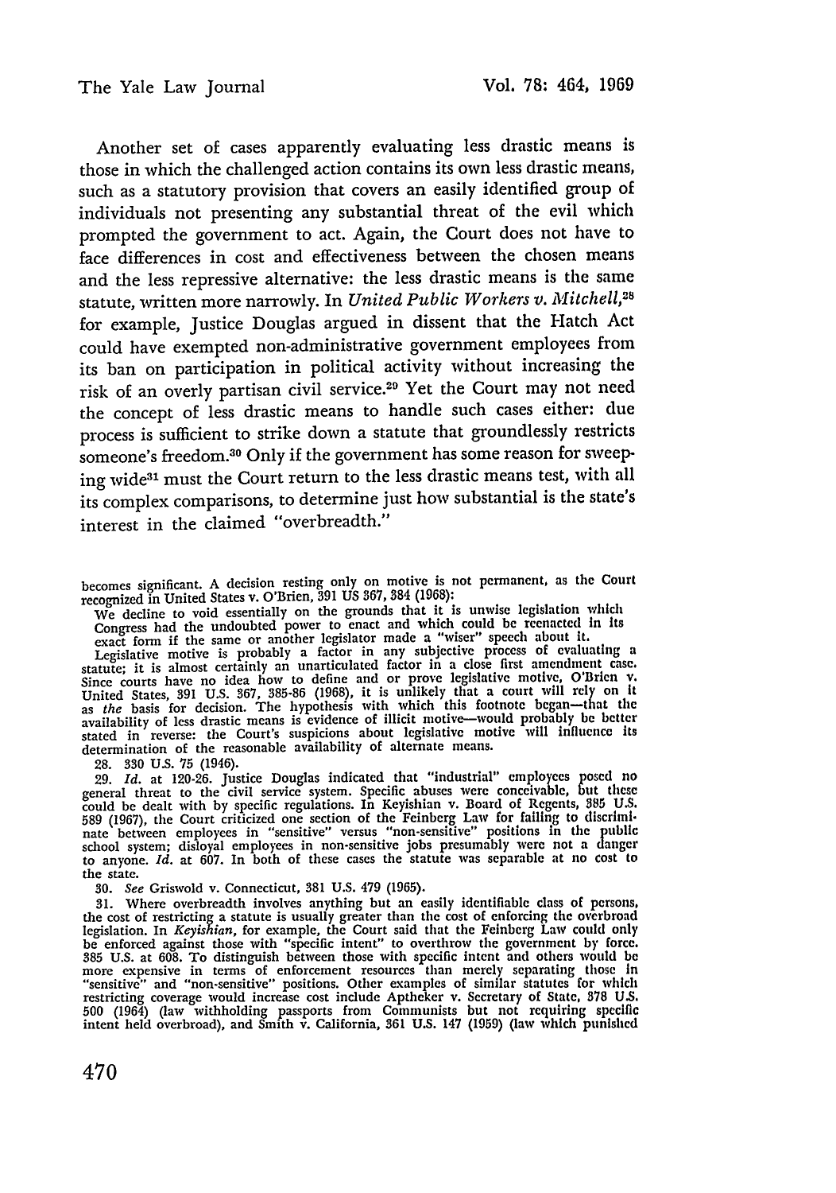Another set of cases apparently evaluating less drastic means is those in which the challenged action contains its own less drastic means, such as a statutory provision that covers an easily identified group of individuals not presenting any substantial threat of the evil which prompted the government to act. Again, the Court does not have to face differences in cost and effectiveness between the chosen means and the less repressive alternative: the less drastic means is the same statute, written more narrowly. In *United Public Workers v. Mitchell*,[28] for example, Justice Douglas argued in dissent that the Hatch Act could have exempted non-administrative government employees from its ban on participation in political activity without increasing the risk of an overly partisan civil service.[29] Yet the Court may not need the concept of less drastic means to handle such cases either: due process is sufficient to strike down a statute that groundlessly restricts someone's freedom.[30] Only if the government has some reason for sweeping wide[31] must the Court return to the less drastic means test, with all its complex comparisons, to determine just how substantial is the state's interest in the claimed "overbreadth."

becomes significant. A decision resting only on motive is not permanent, as the Court recognized in United States v. O'Brien, 391 US 367, 384 (1968):

> We decline to void essentially on the grounds that it is unwise legislation which Congress had the undoubted power to enact and which could be reenacted in its exact form if the same or another legislator made a "wiser" speech about it.

Legislative motive is probably a factor in any subjective process of evaluating a statute; it is almost certainly an unarticulated factor in a close first amendment case. Since courts have no idea how to define and or prove legislative motive, O'Brien v. United States, 391 U.S. 367, 385-86 (1968), it is unlikely that a court will rely on it as *the* basis for decision. The hypothesis with which this footnote began—that the availability of less drastic means is evidence of illicit motive—would probably be better stated in reverse: the Court's suspicions about legislative motive will influence its determination of the reasonable availability of alternate means.

28. 330 U.S. 75 (1946).

29. *Id.* at 120-26. Justice Douglas indicated that "industrial" employees posed no general threat to the civil service system. Specific abuses were conceivable, but these could be dealt with by specific regulations. In Keyishian v. Board of Regents, 385 U.S. 589 (1967), the Court criticized one section of the Feinberg Law for failing to discriminate between employees in "sensitive" versus "non-sensitive" positions in the public school system; disloyal employees in non-sensitive jobs presumably were not a danger to anyone. *Id.* at 607. In both of these cases the statute was separable at no cost to the state.

30. *See* Griswold v. Connecticut, 381 U.S. 479 (1965).

31. Where overbreadth involves anything but an easily identifiable class of persons, the cost of restricting a statute is usually greater than the cost of enforcing the overbroad legislation. In *Keyishian*, for example, the Court said that the Feinberg Law could only be enforced against those with "specific intent" to overthrow the government by force. 385 U.S. at 608. To distinguish between those with specific intent and others would be more expensive in terms of enforcement resources than merely separating those in "sensitive" and "non-sensitive" positions. Other examples of similar statutes for which restricting coverage would increase cost include Aptheker v. Secretary of State, 378 U.S. 500 (1964) (law withholding passports from Communists but not requiring specific intent held overbroad), and Smith v. California, 361 U.S. 147 (1959) (law which punished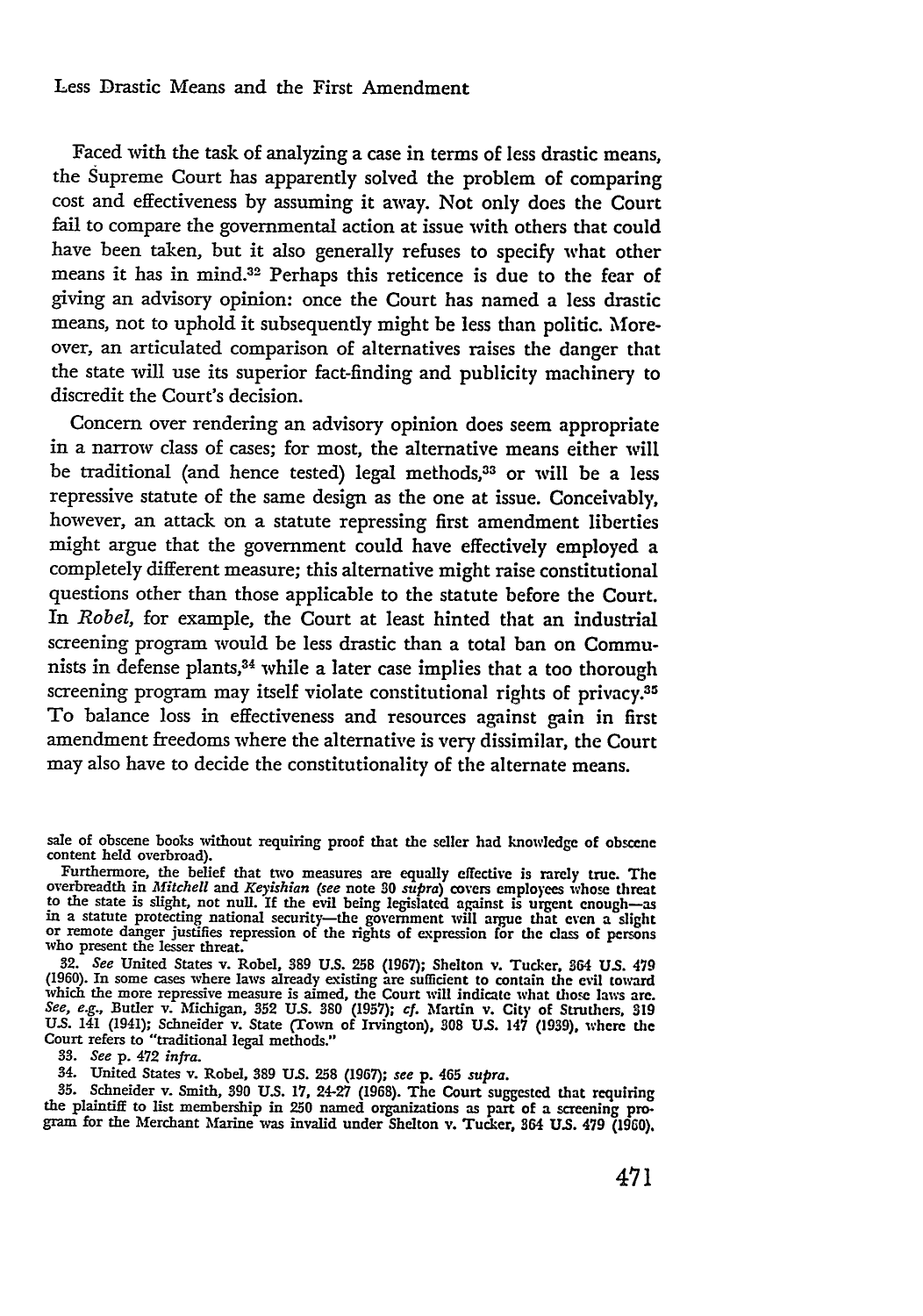Faced with the task of analyzing a case in terms of less drastic means, the Supreme Court has apparently solved the problem of comparing cost and effectiveness by assuming it away. Not only does the Court fail to compare the governmental action at issue with others that could have been taken, but it also generally refuses to specify what other means it has in mind.[32] Perhaps this reticence is due to the fear of giving an advisory opinion: once the Court has named a less drastic means, not to uphold it subsequently might be less than politic. Moreover, an articulated comparison of alternatives raises the danger that the state will use its superior fact-finding and publicity machinery to discredit the Court's decision.

Concern over rendering an advisory opinion does seem appropriate in a narrow class of cases; for most, the alternative means either will be traditional (and hence tested) legal methods,[33] or will be a less repressive statute of the same design as the one at issue. Conceivably, however, an attack on a statute repressing first amendment liberties might argue that the government could have effectively employed a completely different measure; this alternative might raise constitutional questions other than those applicable to the statute before the Court. In *Robel*, for example, the Court at least hinted that an industrial screening program would be less drastic than a total ban on Communists in defense plants,[34] while a later case implies that a too thorough screening program may itself violate constitutional rights of privacy.[35] To balance loss in effectiveness and resources against gain in first amendment freedoms where the alternative is very dissimilar, the Court may also have to decide the constitutionality of the alternate means.

---

sale of obscene books without requiring proof that the seller had knowledge of obscene content held overbroad).

Furthermore, the belief that two measures are equally effective is rarely true. The overbreadth in *Mitchell* and *Keyishian* (see note 30 *supra*) covers employees whose threat to the state is slight, not null. If the evil being legislated against is urgent enough—as in a statute protecting national security—the government will argue that even a slight or remote danger justifies repression of the rights of expression for the class of persons who present the lesser threat.

32. *See* United States v. Robel, 389 U.S. 258 (1967); Shelton v. Tucker, 364 U.S. 479 (1960). In some cases where laws already existing are sufficient to contain the evil toward which the more repressive measure is aimed, the Court will indicate what those laws are. *See, e.g.*, Butler v. Michigan, 352 U.S. 380 (1957); *cf.* Martin v. City of Struthers, 319 U.S. 141 (1941); Schneider v. State (Town of Irvington), 308 U.S. 147 (1939), where the Court refers to "traditional legal methods."

33. *See* p. 472 *infra*.

34. United States v. Robel, 389 U.S. 258 (1967); *see* p. 465 *supra*.

35. Schneider v. Smith, 390 U.S. 17, 24-27 (1968). The Court suggested that requiring the plaintiff to list membership in 250 named organizations as part of a screening program for the Merchant Marine was invalid under Shelton v. Tucker, 364 U.S. 479 (1960).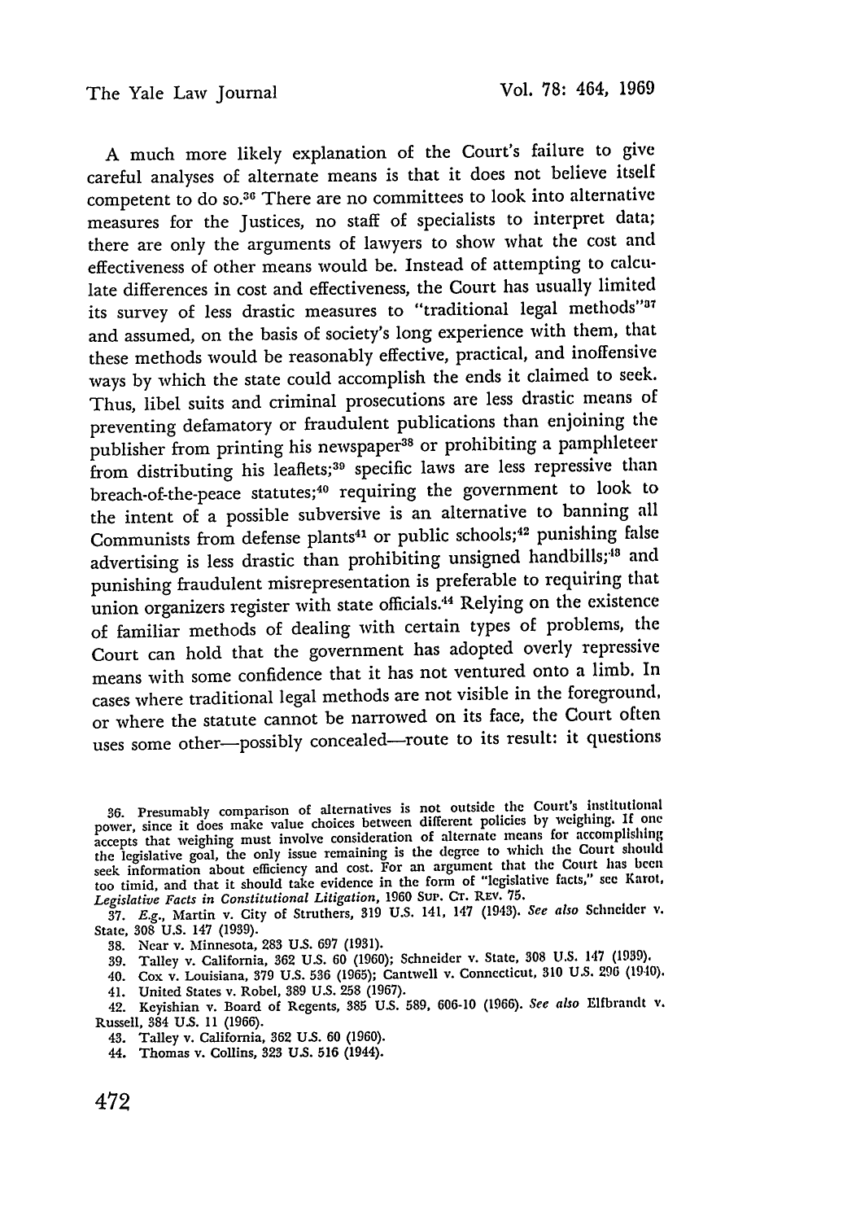A much more likely explanation of the Court's failure to give careful analyses of alternate means is that it does not believe itself competent to do so.[36] There are no committees to look into alternative measures for the Justices, no staff of specialists to interpret data; there are only the arguments of lawyers to show what the cost and effectiveness of other means would be. Instead of attempting to calculate differences in cost and effectiveness, the Court has usually limited its survey of less drastic measures to "traditional legal methods"[37] and assumed, on the basis of society's long experience with them, that these methods would be reasonably effective, practical, and inoffensive ways by which the state could accomplish the ends it claimed to seek. Thus, libel suits and criminal prosecutions are less drastic means of preventing defamatory or fraudulent publications than enjoining the publisher from printing his newspaper[38] or prohibiting a pamphleteer from distributing his leaflets;[39] specific laws are less repressive than breach-of-the-peace statutes;[40] requiring the government to look to the intent of a possible subversive is an alternative to banning all Communists from defense plants[41] or public schools;[42] punishing false advertising is less drastic than prohibiting unsigned handbills;[43] and punishing fraudulent misrepresentation is preferable to requiring that union organizers register with state officials.[44] Relying on the existence of familiar methods of dealing with certain types of problems, the Court can hold that the government has adopted overly repressive means with some confidence that it has not ventured onto a limb. In cases where traditional legal methods are not visible in the foreground, or where the statute cannot be narrowed on its face, the Court often uses some other—possibly concealed—route to its result: it questions

---

36. Presumably comparison of alternatives is not outside the Court's institutional power, since it does make value choices between different policies by weighing. If one accepts that weighing must involve consideration of alternate means for accomplishing the legislative goal, the only issue remaining is the degree to which the Court should seek information about efficiency and cost. For an argument that the Court has been too timid, and that it should take evidence in the form of "legislative facts," see Karst, *Legislative Facts in Constitutional Litigation*, 1960 SUP. CT. REV. 75.

37. *E.g.*, Martin v. City of Struthers, 319 U.S. 141, 147 (1943). *See also* Schneider v. State, 308 U.S. 147 (1939).

38. Near v. Minnesota, 283 U.S. 697 (1931).

39. Talley v. California, 362 U.S. 60 (1960); Schneider v. State, 308 U.S. 147 (1939).

40. Cox v. Louisiana, 379 U.S. 536 (1965); Cantwell v. Connecticut, 310 U.S. 296 (1940).

41. United States v. Robel, 389 U.S. 258 (1967).

42. Keyishian v. Board of Regents, 385 U.S. 589, 606-10 (1966). *See also* Elfbrandt v. Russell, 384 U.S. 11 (1966).

43. Talley v. California, 362 U.S. 60 (1960).

44. Thomas v. Collins, 323 U.S. 516 (1944).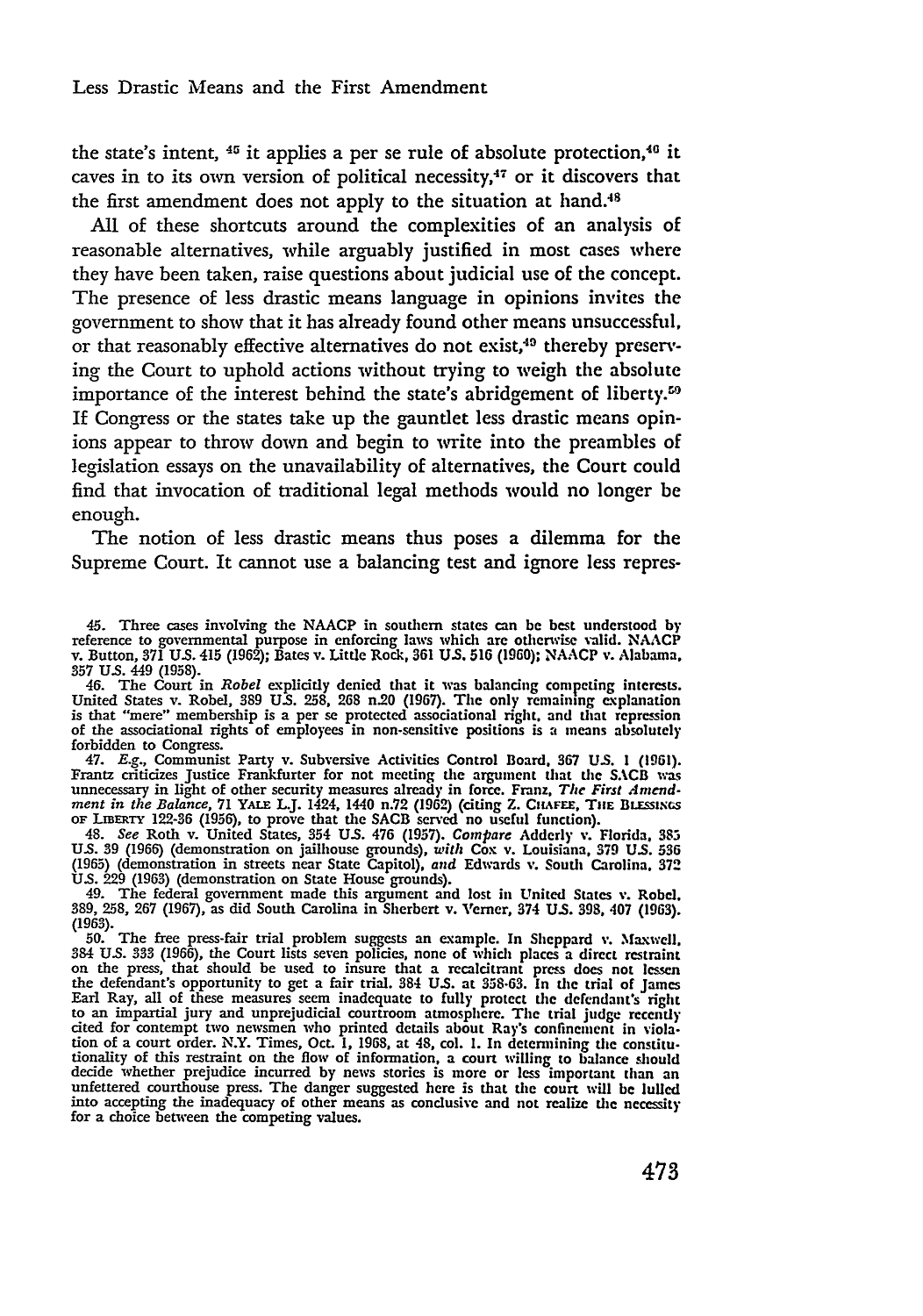the state's intent,[45] it applies a per se rule of absolute protection,[46] it caves in to its own version of political necessity,[47] or it discovers that the first amendment does not apply to the situation at hand.[48]

All of these shortcuts around the complexities of an analysis of reasonable alternatives, while arguably justified in most cases where they have been taken, raise questions about judicial use of the concept. The presence of less drastic means language in opinions invites the government to show that it has already found other means unsuccessful, or that reasonably effective alternatives do not exist,[49] thereby preserving the Court to uphold actions without trying to weigh the absolute importance of the interest behind the state's abridgement of liberty.[50] If Congress or the states take up the gauntlet less drastic means opinions appear to throw down and begin to write into the preambles of legislation essays on the unavailability of alternatives, the Court could find that invocation of traditional legal methods would no longer be enough.

The notion of less drastic means thus poses a dilemma for the Supreme Court. It cannot use a balancing test and ignore less repres-

---

45. Three cases involving the NAACP in southern states can be best understood by reference to governmental purpose in enforcing laws which are otherwise valid. NAACP v. Button, 371 U.S. 415 (1962); Bates v. Little Rock, 361 U.S. 516 (1960); NAACP v. Alabama, 357 U.S. 449 (1958).

46. The Court in *Robel* explicitly denied that it was balancing competing interests. United States v. Robel, 389 U.S. 258, 268 n.20 (1967). The only remaining explanation is that "mere" membership is a per se protected associational right, and that repression of the associational rights of employees in non-sensitive positions is a means absolutely forbidden to Congress.

47. *E.g.*, Communist Party v. Subversive Activities Control Board, 367 U.S. 1 (1961). Frantz criticizes Justice Frankfurter for not meeting the argument that the SACB was unnecessary in light of other security measures already in force. Frantz, *The First Amendment in the Balance*, 71 YALE L.J. 1424, 1440 n.72 (1962) (citing Z. CHAFEE, THE BLESSINGS OF LIBERTY 122-36 (1956), to prove that the SACB served no useful function).

48. *See* Roth v. United States, 354 U.S. 476 (1957). *Compare* Adderly v. Florida, 385 U.S. 39 (1966) (demonstration on jailhouse grounds), *with* Cox v. Louisiana, 379 U.S. 536 (1965) (demonstration in streets near State Capitol), *and* Edwards v. South Carolina, 372 U.S. 229 (1963) (demonstration on State House grounds).

49. The federal government made this argument and lost in United States v. Robel, 389, 258, 267 (1967), as did South Carolina in Sherbert v. Verner, 374 U.S. 398, 407 (1963). (1963).

50. The free press-fair trial problem suggests an example. In Sheppard v. Maxwell, 384 U.S. 333 (1966), the Court lists seven policies, none of which places a direct restraint on the press, that should be used to insure that a recalcitrant press does not lessen the defendant's opportunity to get a fair trial. 384 U.S. at 358-63. In the trial of James Earl Ray, all of these measures seem inadequate to fully protect the defendant's right to an impartial jury and unprejudicial courtroom atmosphere. The trial judge recently cited for contempt two newsmen who printed details about Ray's confinement in violation of a court order. N.Y. Times, Oct. 1, 1968, at 48, col. 1. In determining the constitutionality of this restraint on the flow of information, a court willing to balance should decide whether prejudice incurred by news stories is more or less important than an unfettered courthouse press. The danger suggested here is that the court will be lulled into accepting the inadequacy of other means as conclusive and not realize the necessity for a choice between the competing values.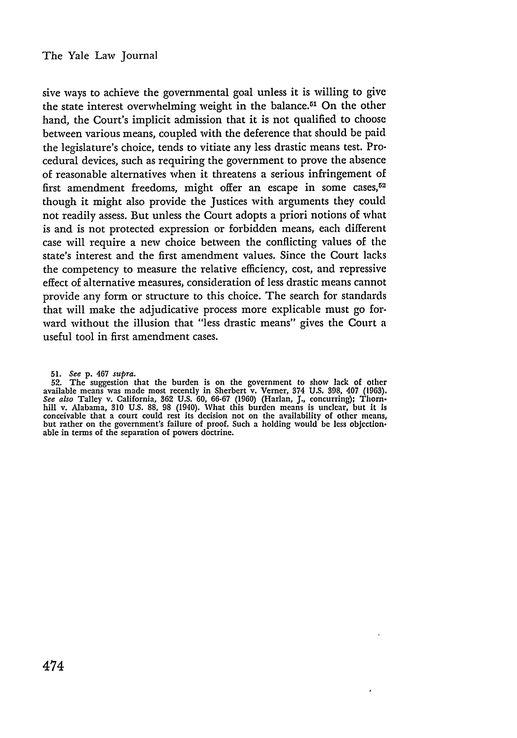sive ways to achieve the governmental goal unless it is willing to give the state interest overwhelming weight in the balance.[51] On the other hand, the Court's implicit admission that it is not qualified to choose between various means, coupled with the deference that should be paid the legislature's choice, tends to vitiate any less drastic means test. Procedural devices, such as requiring the government to prove the absence of reasonable alternatives when it threatens a serious infringement of first amendment freedoms, might offer an escape in some cases,[52] though it might also provide the Justices with arguments they could not readily assess. But unless the Court adopts a priori notions of what is and is not protected expression or forbidden means, each different case will require a new choice between the conflicting values of the state's interest and the first amendment values. Since the Court lacks the competency to measure the relative efficiency, cost, and repressive effect of alternative measures, consideration of less drastic means cannot provide any form or structure to this choice. The search for standards that will make the adjudicative process more explicable must go forward without the illusion that "less drastic means" gives the Court a useful tool in first amendment cases.

51. *See* p. 467 *supra*.

52. The suggestion that the burden is on the government to show lack of other available means was made most recently in Sherbert v. Verner, 374 U.S. 398, 407 (1963). *See also* Talley v. California, 362 U.S. 60, 66-67 (1960) (Harlan, J., concurring); Thornhill v. Alabama, 310 U.S. 88, 98 (1940). What this burden means is unclear, but it is conceivable that a court could rest its decision not on the availability of other means, but rather on the government's failure of proof. Such a holding would be less objectionable in terms of the separation of powers doctrine.